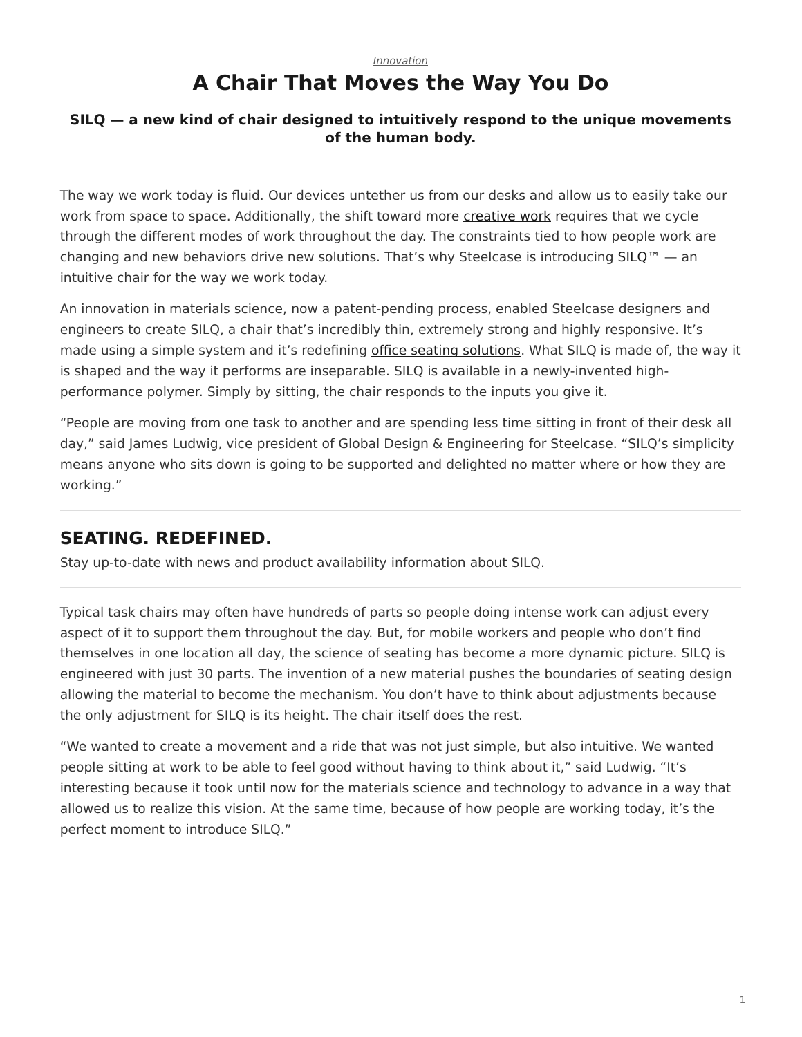*Innovation*

# A Chair That Moves the Way You Do

### SILQ — a new kind of chair designed to intuitively respond to the unique movements of the human body.

The way we work today is fluid. Our devices untether us from our desks and allow us to easily take our work from space to space. Additionally, the shift toward more creative work requires that we cycle through the different modes of work throughout the day. The constraints tied to how people work are changing and new behaviors drive new solutions. That's why Steelcase is introducing SILQ™ — an intuitive chair for the way we work today.

An innovation in materials science, now a patent-pending process, enabled Steelcase designers and engineers to create SILQ, a chair that's incredibly thin, extremely strong and highly responsive. It's made using a simple system and it's redefining office seating solutions. What SILQ is made of, the way it is shaped and the way it performs are inseparable. SILQ is available in a newly-invented high-performance polymer. Simply by sitting, the chair responds to the inputs you give it.

"People are moving from one task to another and are spending less time sitting in front of their desk all day," said James Ludwig, vice president of Global Design & Engineering for Steelcase. "SILQ's simplicity means anyone who sits down is going to be supported and delighted no matter where or how they are working."

---

## SEATING. REDEFINED.

Stay up-to-date with news and product availability information about SILQ.

---

Typical task chairs may often have hundreds of parts so people doing intense work can adjust every aspect of it to support them throughout the day. But, for mobile workers and people who don't find themselves in one location all day, the science of seating has become a more dynamic picture. SILQ is engineered with just 30 parts. The invention of a new material pushes the boundaries of seating design allowing the material to become the mechanism. You don't have to think about adjustments because the only adjustment for SILQ is its height. The chair itself does the rest.

"We wanted to create a movement and a ride that was not just simple, but also intuitive. We wanted people sitting at work to be able to feel good without having to think about it," said Ludwig. "It's interesting because it took until now for the materials science and technology to advance in a way that allowed us to realize this vision. At the same time, because of how people are working today, it's the perfect moment to introduce SILQ."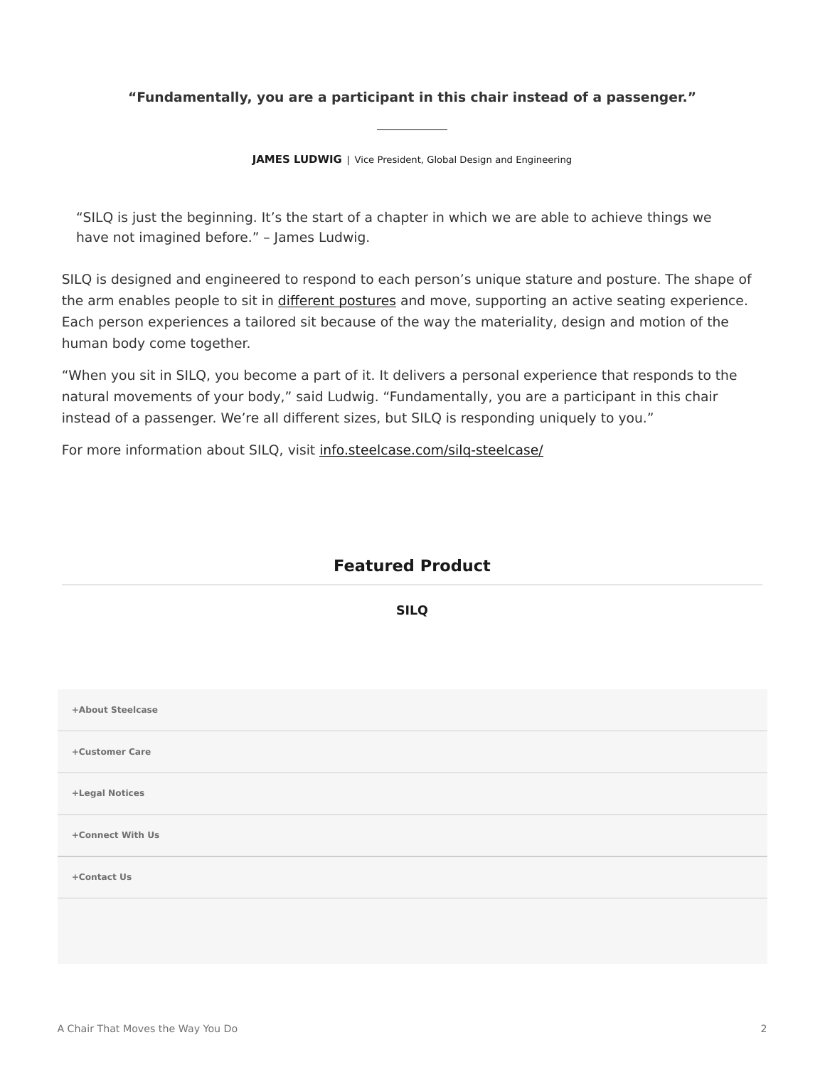**“Fundamentally, you are a participant in this chair instead of a passenger.”**

**JAMES LUDWIG** | Vice President, Global Design and Engineering

> “SILQ is just the beginning. It’s the start of a chapter in which we are able to achieve things we have not imagined before.” – James Ludwig.

SILQ is designed and engineered to respond to each person’s unique stature and posture. The shape of the arm enables people to sit in different postures and move, supporting an active seating experience. Each person experiences a tailored sit because of the way the materiality, design and motion of the human body come together.

“When you sit in SILQ, you become a part of it. It delivers a personal experience that responds to the natural movements of your body,” said Ludwig. “Fundamentally, you are a participant in this chair instead of a passenger. We’re all different sizes, but SILQ is responding uniquely to you.”

For more information about SILQ, visit info.steelcase.com/silq-steelcase/

## Featured Product

**SILQ**

+About Steelcase

+Customer Care

+Legal Notices

+Connect With Us

+Contact Us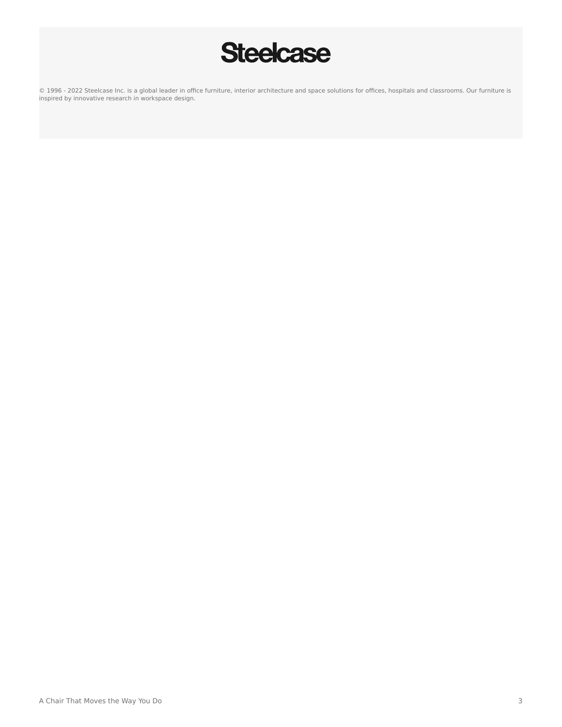Steelcase

© 1996 - 2022 Steelcase Inc. is a global leader in office furniture, interior architecture and space solutions for offices, hospitals and classrooms. Our furniture is inspired by innovative research in workspace design.